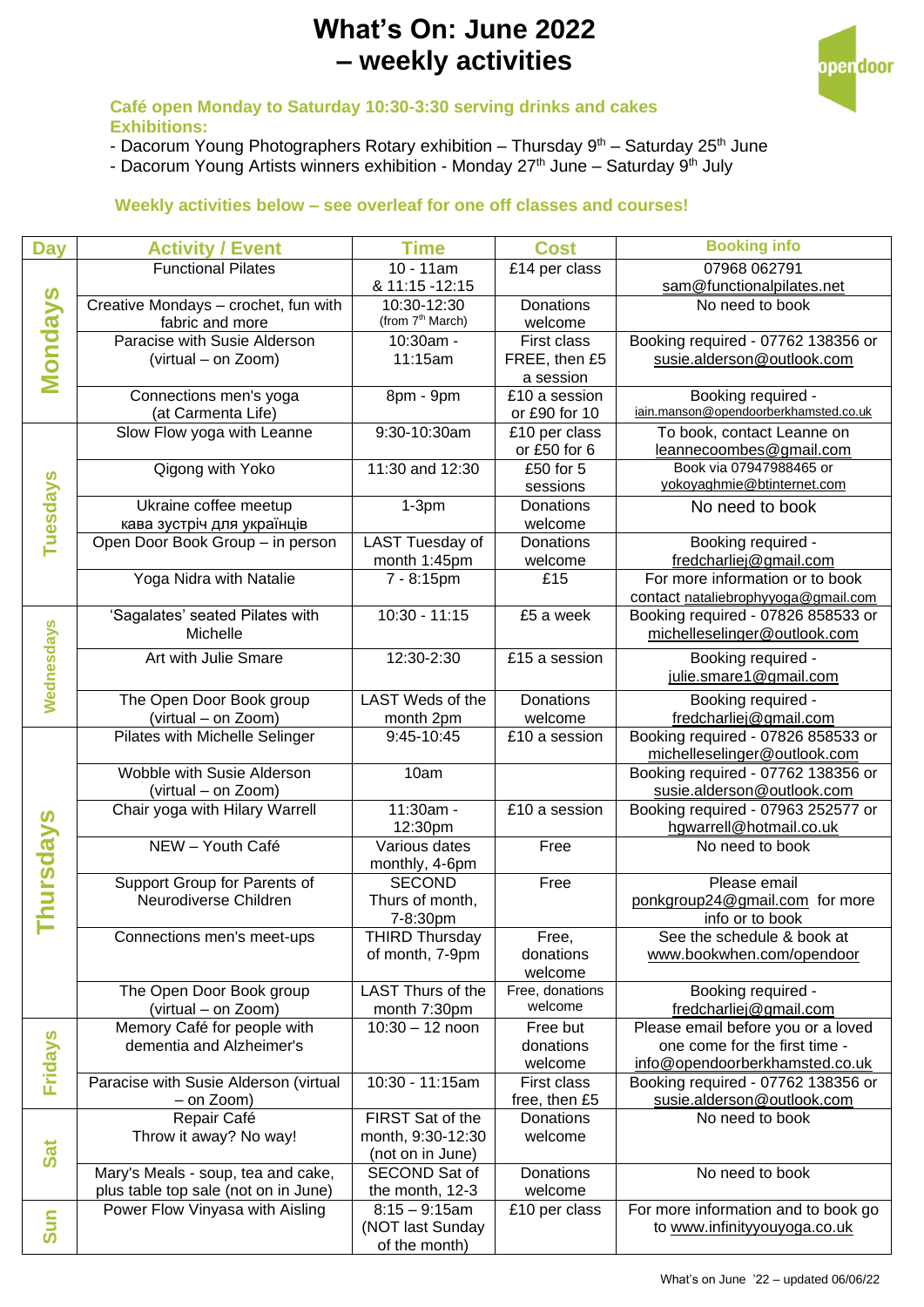# What's On: June 2022 – weekly activities

opendoor

**Café open Monday to Saturday 10:30-3:30 serving drinks and cakes**

**Exhibitions:**

- Dacorum Young Photographers Rotary exhibition – Thursday 9th – Saturday 25th June
- Dacorum Young Artists winners exhibition - Monday 27th June – Saturday 9th July

**Weekly activities below – see overleaf for one off classes and courses!**

| Day | Activity / Event | Time | Cost | Booking info |
|---|---|---|---|---|
| Mondays | Functional Pilates | 10 - 11am & 11:15 -12:15 | £14 per class | 07968 062791 sam@functionalpilates.net |
| | Creative Mondays – crochet, fun with fabric and more | 10:30-12:30 (from 7th March) | Donations welcome | No need to book |
| | Paracise with Susie Alderson (virtual – on Zoom) | 10:30am - 11:15am | First class FREE, then £5 a session | Booking required - 07762 138356 or susie.alderson@outlook.com |
| | Connections men's yoga (at Carmenta Life) | 8pm - 9pm | £10 a session or £90 for 10 | Booking required - iain.manson@opendoorberkhamsted.co.uk |
| Tuesdays | Slow Flow yoga with Leanne | 9:30-10:30am | £10 per class or £50 for 6 | To book, contact Leanne on leannecoombes@gmail.com |
| | Qigong with Yoko | 11:30 and 12:30 | £50 for 5 sessions | Book via 07947988465 or yokoyaghmie@btinternet.com |
| | Ukraine coffee meetup кава зустріч для українців | 1-3pm | Donations welcome | No need to book |
| | Open Door Book Group – in person | LAST Tuesday of month 1:45pm | Donations welcome | Booking required - fredcharliej@gmail.com |
| | Yoga Nidra with Natalie | 7 - 8:15pm | £15 | For more information or to book contact nataliebrophyyoga@gmail.com |
| Wednesdays | 'Sagalates' seated Pilates with Michelle | 10:30 - 11:15 | £5 a week | Booking required - 07826 858533 or michelleselinger@outlook.com |
| | Art with Julie Smare | 12:30-2:30 | £15 a session | Booking required - julie.smare1@gmail.com |
| | The Open Door Book group (virtual – on Zoom) | LAST Weds of the month 2pm | Donations welcome | Booking required - fredcharliej@gmail.com |
| Thursdays | Pilates with Michelle Selinger | 9:45-10:45 | £10 a session | Booking required - 07826 858533 or michelleselinger@outlook.com |
| | Wobble with Susie Alderson (virtual – on Zoom) | 10am | | Booking required - 07762 138356 or susie.alderson@outlook.com |
| | Chair yoga with Hilary Warrell | 11:30am - 12:30pm | £10 a session | Booking required - 07963 252577 or hgwarrell@hotmail.co.uk |
| | NEW – Youth Café | Various dates monthly, 4-6pm | Free | No need to book |
| | Support Group for Parents of Neurodiverse Children | SECOND Thurs of month, 7-8:30pm | Free | Please email pongkroup24@gmail.com for more info or to book |
| | Connections men's meet-ups | THIRD Thursday of month, 7-9pm | Free, donations welcome | See the schedule & book at www.bookwhen.com/opendoor |
| | The Open Door Book group (virtual – on Zoom) | LAST Thurs of the month 7:30pm | Free, donations welcome | Booking required - fredcharliej@gmail.com |
| Fridays | Memory Café for people with dementia and Alzheimer's | 10:30 – 12 noon | Free but donations welcome | Please email before you or a loved one come for the first time - info@opendoorberkhamsted.co.uk |
| | Paracise with Susie Alderson (virtual – on Zoom) | 10:30 - 11:15am | First class free, then £5 | Booking required - 07762 138356 or susie.alderson@outlook.com |
| Sat | Repair Café Throw it away? No way! | FIRST Sat of the month, 9:30-12:30 (not on in June) | Donations welcome | No need to book |
| | Mary's Meals - soup, tea and cake, plus table top sale (not on in June) | SECOND Sat of the month, 12-3 | Donations welcome | No need to book |
| Sun | Power Flow Vinyasa with Aisling | 8:15 – 9:15am (NOT last Sunday of the month) | £10 per class | For more information and to book go to www.infinityyouyoga.co.uk |

What's on June '22 – updated 06/06/22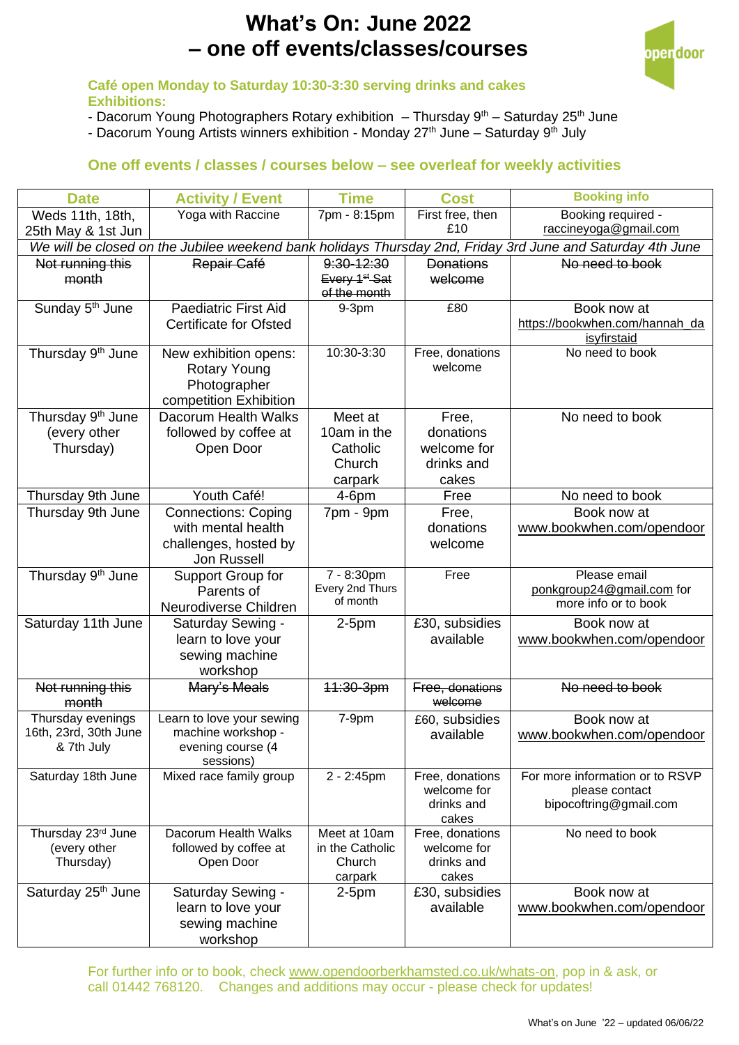# What's On: June 2022 – one off events/classes/courses

**Café open Monday to Saturday 10:30-3:30 serving drinks and cakes**

**Exhibitions:**

- Dacorum Young Photographers Rotary exhibition – Thursday 9th – Saturday 25th June
- Dacorum Young Artists winners exhibition - Monday 27th June – Saturday 9th July

## One off events / classes / courses below – see overleaf for weekly activities

| Date | Activity / Event | Time | Cost | Booking info |
|---|---|---|---|---|
| Weds 11th, 18th, 25th May & 1st Jun | Yoga with Raccine | 7pm - 8:15pm | First free, then £10 | Booking required - raccineyoga@gmail.com |
| *We will be closed on the Jubilee weekend bank holidays Thursday 2nd, Friday 3rd June and Saturday 4th June* | | | | |
| ~~Not running this month~~ | ~~Repair Café~~ | ~~9:30-12:30 Every 1st Sat of the month~~ | ~~Donations welcome~~ | ~~No need to book~~ |
| Sunday 5th June | Paediatric First Aid Certificate for Ofsted | 9-3pm | £80 | Book now at https://bookwhen.com/hannah_daisyfirstaid |
| Thursday 9th June | New exhibition opens: Rotary Young Photographer competition Exhibition | 10:30-3:30 | Free, donations welcome | No need to book |
| Thursday 9th June (every other Thursday) | Dacorum Health Walks followed by coffee at Open Door | Meet at 10am in the Catholic Church carpark | Free, donations welcome for drinks and cakes | No need to book |
| Thursday 9th June | Youth Café! | 4-6pm | Free | No need to book |
| Thursday 9th June | Connections: Coping with mental health challenges, hosted by Jon Russell | 7pm - 9pm | Free, donations welcome | Book now at www.bookwhen.com/opendoor |
| Thursday 9th June | Support Group for Parents of Neurodiverse Children | 7 - 8:30pm Every 2nd Thurs of month | Free | Please email ponkgroup24@gmail.com for more info or to book |
| Saturday 11th June | Saturday Sewing - learn to love your sewing machine workshop | 2-5pm | £30, subsidies available | Book now at www.bookwhen.com/opendoor |
| ~~Not running this month~~ | ~~Mary's Meals~~ | ~~11:30-3pm~~ | ~~Free, donations welcome~~ | ~~No need to book~~ |
| Thursday evenings 16th, 23rd, 30th June & 7th July | Learn to love your sewing machine workshop - evening course (4 sessions) | 7-9pm | £60, subsidies available | Book now at www.bookwhen.com/opendoor |
| Saturday 18th June | Mixed race family group | 2 - 2:45pm | Free, donations welcome for drinks and cakes | For more information or to RSVP please contact bipocoftring@gmail.com |
| Thursday 23rd June (every other Thursday) | Dacorum Health Walks followed by coffee at Open Door | Meet at 10am in the Catholic Church carpark | Free, donations welcome for drinks and cakes | No need to book |
| Saturday 25th June | Saturday Sewing - learn to love your sewing machine workshop | 2-5pm | £30, subsidies available | Book now at www.bookwhen.com/opendoor |

For further info or to book, check www.opendoorberkhamsted.co.uk/whats-on, pop in & ask, or call 01442 768120. Changes and additions may occur - please check for updates!

What's on June '22 – updated 06/06/22